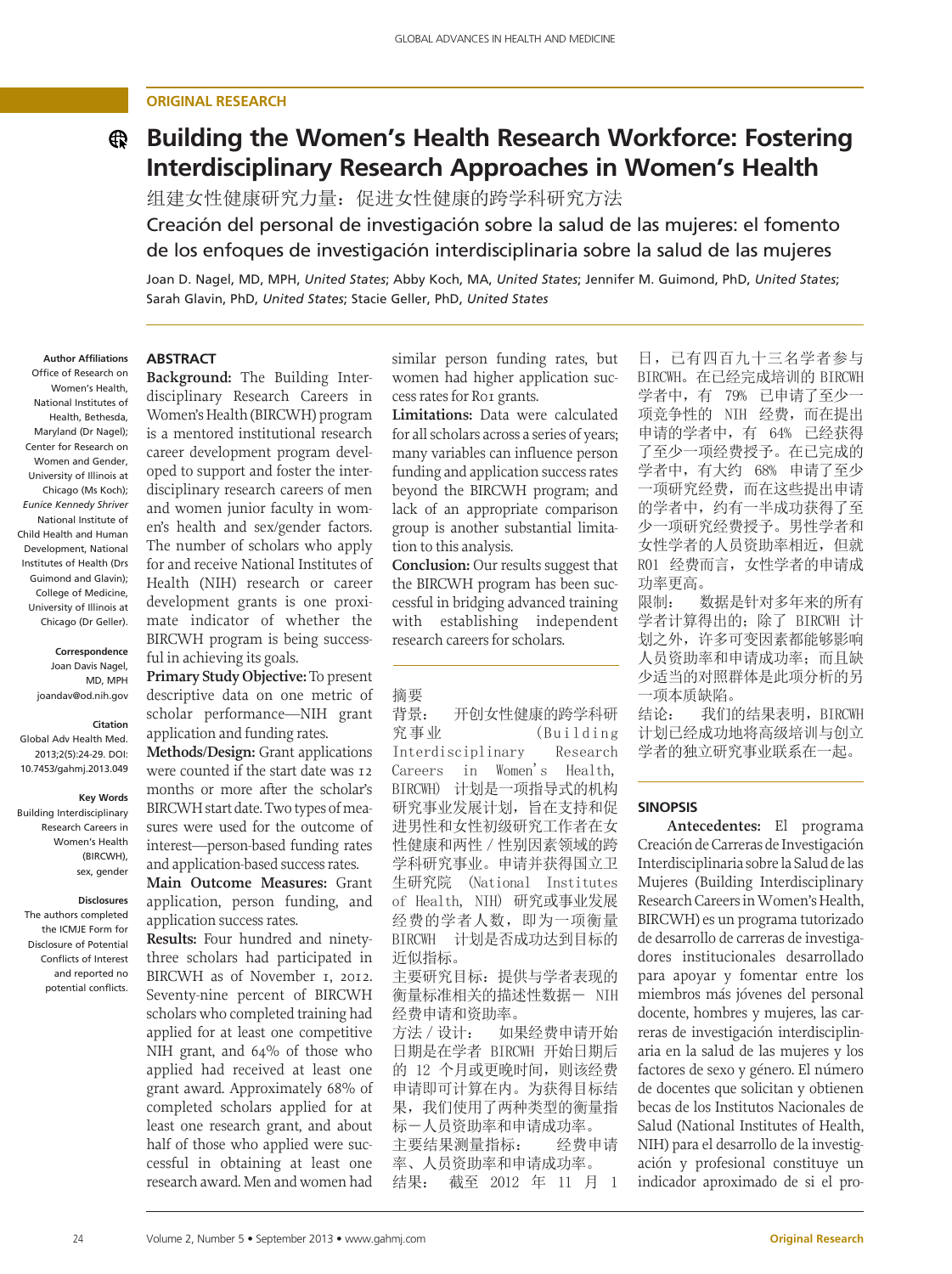ORIGINAL RESEARCH

# Building the Women's Health Research Workforce: Fostering Interdisciplinary Research Approaches in Women's Health

组建女性健康研究力量：促进女性健康的跨学科研究方法

Creación del personal de investigación sobre la salud de las mujeres: el fomento de los enfoques de investigación interdisciplinaria sobre la salud de las mujeres

Joan D. Nagel, MD, MPH, *United States*; Abby Koch, MA, *United States*; Jennifer M. Guimond, PhD, *United States*; Sarah Glavin, PhD, *United States*; Stacie Geller, PhD, *United States*

**Author Affiliations**
Office of Research on Women's Health, National Institutes of Health, Bethesda, Maryland (Dr Nagel); Center for Research on Women and Gender, University of Illinois at Chicago (Ms Koch); *Eunice Kennedy Shriver* National Institute of Child Health and Human Development, National Institutes of Health (Drs Guimond and Glavin); College of Medicine, University of Illinois at Chicago (Dr Geller).

**Correspondence**
Joan Davis Nagel, MD, MPH
joandav@od.nih.gov

**Citation**
Global Adv Health Med. 2013;2(5):24-29. DOI: 10.7453/gahmj.2013.049

**Key Words**
Building Interdisciplinary Research Careers in Women's Health (BIRCWH), sex, gender

**Disclosures**
The authors completed the ICMJE Form for Disclosure of Potential Conflicts of Interest and reported no potential conflicts.

## ABSTRACT

**Background:** The Building Interdisciplinary Research Careers in Women's Health (BIRCWH) program is a mentored institutional research career development program developed to support and foster the interdisciplinary research careers of men and women junior faculty in women's health and sex/gender factors. The number of scholars who apply for and receive National Institutes of Health (NIH) research or career development grants is one proximate indicator of whether the BIRCWH program is being successful in achieving its goals.

**Primary Study Objective:** To present descriptive data on one metric of scholar performance—NIH grant application and funding rates.

**Methods/Design:** Grant applications were counted if the start date was 12 months or more after the scholar's BIRCWH start date. Two types of measures were used for the outcome of interest—person-based funding rates and application-based success rates.

**Main Outcome Measures:** Grant application, person funding, and application success rates.

**Results:** Four hundred and ninety-three scholars had participated in BIRCWH as of November 1, 2012. Seventy-nine percent of BIRCWH scholars who completed training had applied for at least one competitive NIH grant, and 64% of those who applied had received at least one grant award. Approximately 68% of completed scholars applied for at least one research grant, and about half of those who applied were successful in obtaining at least one research award. Men and women had similar person funding rates, but women had higher application success rates for R01 grants.

**Limitations:** Data were calculated for all scholars across a series of years; many variables can influence person funding and application success rates beyond the BIRCWH program; and lack of an appropriate comparison group is another substantial limitation to this analysis.

**Conclusion:** Our results suggest that the BIRCWH program has been successful in bridging advanced training with establishing independent research careers for scholars.

## 摘要

背景：　开创女性健康的跨学科研究事业（Building Interdisciplinary Research Careers in Women's Health, BIRCWH）计划是一项指导式的机构研究事业发展计划，旨在支持和促进男性和女性初级研究工作者在女性健康和两性 / 性别因素领域的跨学科研究事业。申请并获得国立卫生研究院（National Institutes of Health, NIH）研究或事业发展经费的学者人数，即为一项衡量 BIRCWH 计划是否成功达到目标的近似指标。

主要研究目标：提供与学者表现的衡量标准相关的描述性数据— NIH 经费申请和资助率。

方法 / 设计：　如果经费申请开始日期是在学者 BIRCWH 开始日期后的 12 个月或更晚时间，则该经费申请即可计算在内。为获得目标结果，我们使用了两种类型的衡量指标—人员资助率和申请成功率。

主要结果测量指标：　经费申请率、人员资助率和申请成功率。

结果：　截至 2012 年 11 月 1 日，已有四百九十三名学者参与 BIRCWH。在已经完成培训的 BIRCWH 学者中，有 79% 已申请了至少一项竞争性的 NIH 经费，而在提出申请的学者中，有 64% 已经获得了至少一项经费授予。在已完成的学者中，有大约 68% 申请了至少一项研究经费，而在这些提出申请的学者中，约有一半成功获得了至少一项研究经费授予。男性学者和女性学者的人员资助率相近，但就 R01 经费而言，女性学者的申请成功率更高。

限制：　数据是针对多年来的所有学者计算得出的；除了 BIRCWH 计划之外，许多可变因素都能够影响人员资助率和申请成功率；而且缺少适当的对照群体是此项分析的另一项本质缺陷。

结论：　我们的结果表明，BIRCWH 计划已经成功地将高级培训与创立学者的独立研究事业联系在一起。

## SINOPSIS

**Antecedentes:** El programa Creación de Carreras de Investigación Interdisciplinaria sobre la Salud de las Mujeres (Building Interdisciplinary Research Careers in Women's Health, BIRCWH) es un programa tutorizado de desarrollo de carreras de investigadores institucionales desarrollado para apoyar y fomentar entre los miembros más jóvenes del personal docente, hombres y mujeres, las carreras de investigación interdisciplinaria en la salud de las mujeres y los factores de sexo y género. El número de docentes que solicitan y obtienen becas de los Institutos Nacionales de Salud (National Institutes of Health, NIH) para el desarrollo de la investigación y profesional constituye un indicador aproximado de si el pro-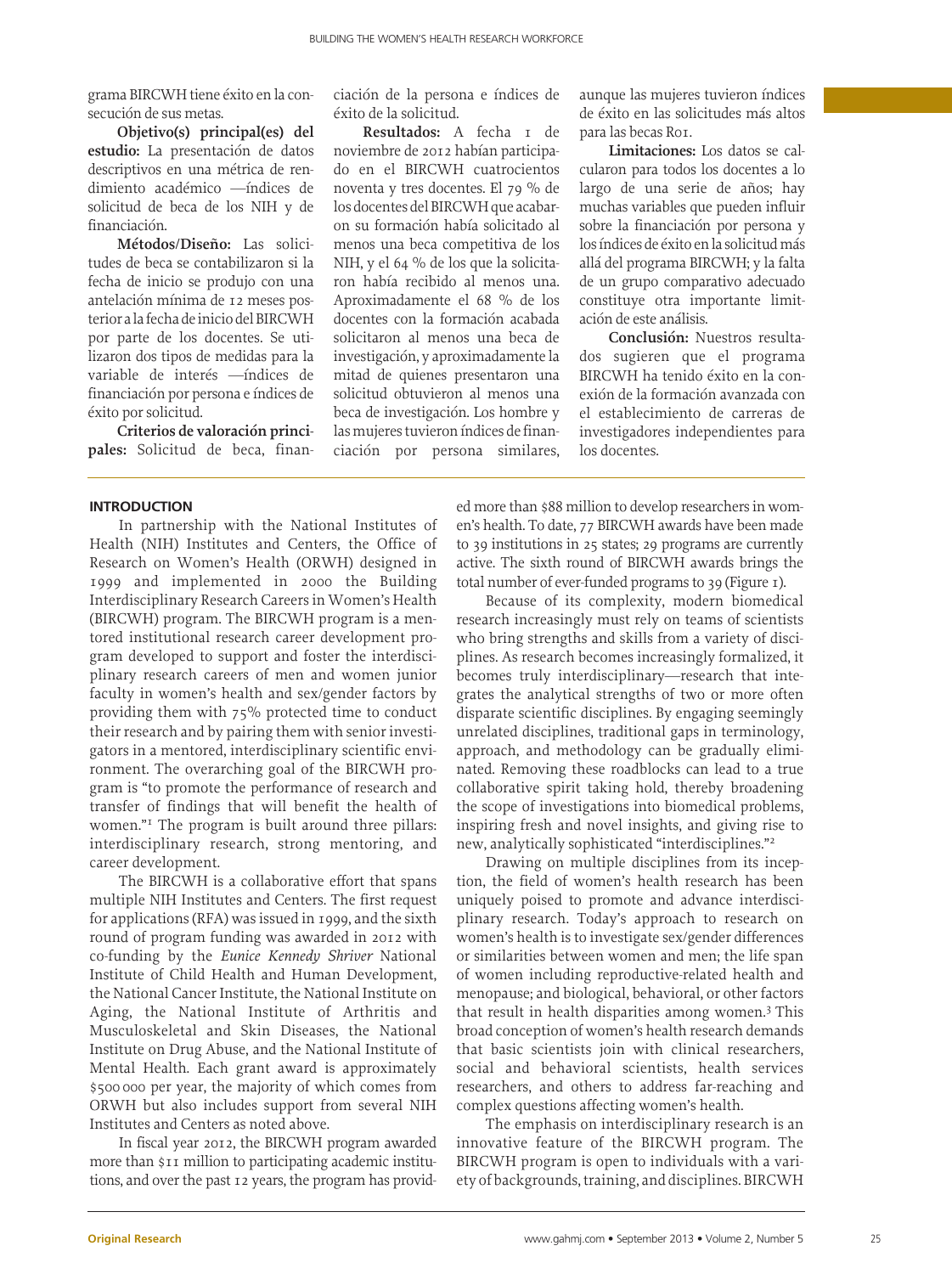grama BIRCWH tiene éxito en la consecución de sus metas.

**Objetivo(s) principal(es) del estudio:** La presentación de datos descriptivos en una métrica de rendimiento académico —índices de solicitud de beca de los NIH y de financiación.

**Métodos/Diseño:** Las solicitudes de beca se contabilizaron si la fecha de inicio se produjo con una antelación mínima de 12 meses posterior a la fecha de inicio del BIRCWH por parte de los docentes. Se utilizaron dos tipos de medidas para la variable de interés —índices de financiación por persona e índices de éxito por solicitud.

**Criterios de valoración principales:** Solicitud de beca, financiación de la persona e índices de éxito de la solicitud.

**Resultados:** A fecha 1 de noviembre de 2012 habían participado en el BIRCWH cuatrocientos noventa y tres docentes. El 79 % de los docentes del BIRCWH que acabaron su formación había solicitado al menos una beca competitiva de los NIH, y el 64 % de los que la solicitaron había recibido al menos una. Aproximadamente el 68 % de los docentes con la formación acabada solicitaron al menos una beca de investigación, y aproximadamente la mitad de quienes presentaron una solicitud obtuvieron al menos una beca de investigación. Los hombre y las mujeres tuvieron índices de financiación por persona similares, aunque las mujeres tuvieron índices de éxito en las solicitudes más altos para las becas R01.

**Limitaciones:** Los datos se calcularon para todos los docentes a lo largo de una serie de años; hay muchas variables que pueden influir sobre la financiación por persona y los índices de éxito en la solicitud más allá del programa BIRCWH; y la falta de un grupo comparativo adecuado constituye otra importante limitación de este análisis.

**Conclusión:** Nuestros resultados sugieren que el programa BIRCWH ha tenido éxito en la conexión de la formación avanzada con el establecimiento de carreras de investigadores independientes para los docentes.

## INTRODUCTION

In partnership with the National Institutes of Health (NIH) Institutes and Centers, the Office of Research on Women's Health (ORWH) designed in 1999 and implemented in 2000 the Building Interdisciplinary Research Careers in Women's Health (BIRCWH) program. The BIRCWH program is a mentored institutional research career development program developed to support and foster the interdisciplinary research careers of men and women junior faculty in women's health and sex/gender factors by providing them with 75% protected time to conduct their research and by pairing them with senior investigators in a mentored, interdisciplinary scientific environment. The overarching goal of the BIRCWH program is "to promote the performance of research and transfer of findings that will benefit the health of women."[1] The program is built around three pillars: interdisciplinary research, strong mentoring, and career development.

The BIRCWH is a collaborative effort that spans multiple NIH Institutes and Centers. The first request for applications (RFA) was issued in 1999, and the sixth round of program funding was awarded in 2012 with co-funding by the *Eunice Kennedy Shriver* National Institute of Child Health and Human Development, the National Cancer Institute, the National Institute on Aging, the National Institute of Arthritis and Musculoskeletal and Skin Diseases, the National Institute on Drug Abuse, and the National Institute of Mental Health. Each grant award is approximately $500 000 per year, the majority of which comes from ORWH but also includes support from several NIH Institutes and Centers as noted above.

In fiscal year 2012, the BIRCWH program awarded more than $11 million to participating academic institutions, and over the past 12 years, the program has provided more than $88 million to develop researchers in women's health. To date, 77 BIRCWH awards have been made to 39 institutions in 25 states; 29 programs are currently active. The sixth round of BIRCWH awards brings the total number of ever-funded programs to 39 (Figure 1).

Because of its complexity, modern biomedical research increasingly must rely on teams of scientists who bring strengths and skills from a variety of disciplines. As research becomes increasingly formalized, it becomes truly interdisciplinary—research that integrates the analytical strengths of two or more often disparate scientific disciplines. By engaging seemingly unrelated disciplines, traditional gaps in terminology, approach, and methodology can be gradually eliminated. Removing these roadblocks can lead to a true collaborative spirit taking hold, thereby broadening the scope of investigations into biomedical problems, inspiring fresh and novel insights, and giving rise to new, analytically sophisticated "interdisciplines."[2]

Drawing on multiple disciplines from its inception, the field of women's health research has been uniquely poised to promote and advance interdisciplinary research. Today's approach to research on women's health is to investigate sex/gender differences or similarities between women and men; the life span of women including reproductive-related health and menopause; and biological, behavioral, or other factors that result in health disparities among women.[3] This broad conception of women's health research demands that basic scientists join with clinical researchers, social and behavioral scientists, health services researchers, and others to address far-reaching and complex questions affecting women's health.

The emphasis on interdisciplinary research is an innovative feature of the BIRCWH program. The BIRCWH program is open to individuals with a variety of backgrounds, training, and disciplines. BIRCWH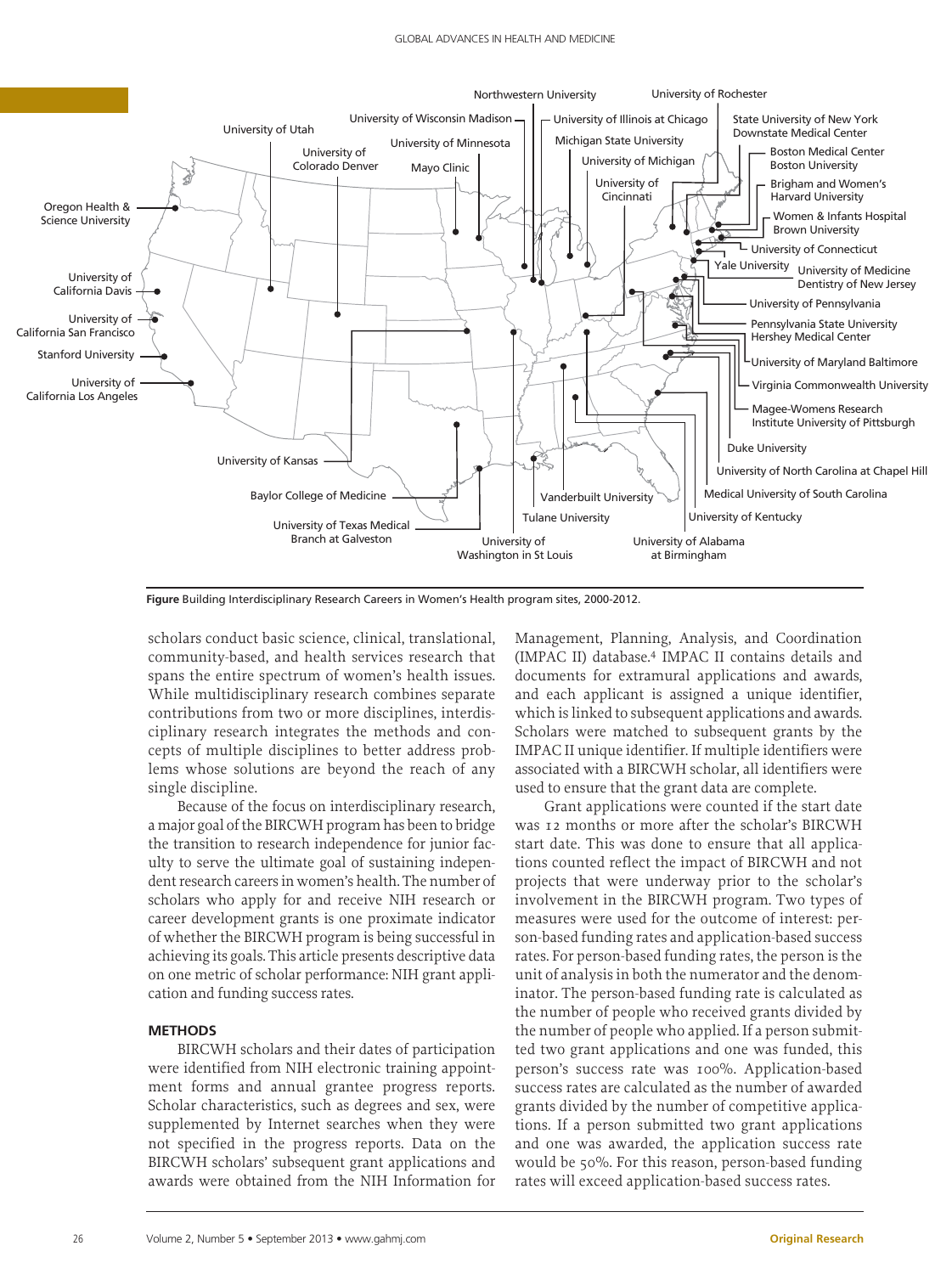**Figure** Building Interdisciplinary Research Careers in Women's Health program sites, 2000-2012.

scholars conduct basic science, clinical, translational, community-based, and health services research that spans the entire spectrum of women's health issues. While multidisciplinary research combines separate contributions from two or more disciplines, interdisciplinary research integrates the methods and concepts of multiple disciplines to better address problems whose solutions are beyond the reach of any single discipline.

Because of the focus on interdisciplinary research, a major goal of the BIRCWH program has been to bridge the transition to research independence for junior faculty to serve the ultimate goal of sustaining independent research careers in women's health. The number of scholars who apply for and receive NIH research or career development grants is one proximate indicator of whether the BIRCWH program is being successful in achieving its goals. This article presents descriptive data on one metric of scholar performance: NIH grant application and funding success rates.

## METHODS

BIRCWH scholars and their dates of participation were identified from NIH electronic training appointment forms and annual grantee progress reports. Scholar characteristics, such as degrees and sex, were supplemented by Internet searches when they were not specified in the progress reports. Data on the BIRCWH scholars' subsequent grant applications and awards were obtained from the NIH Information for Management, Planning, Analysis, and Coordination (IMPAC II) database.[4] IMPAC II contains details and documents for extramural applications and awards, and each applicant is assigned a unique identifier, which is linked to subsequent applications and awards. Scholars were matched to subsequent grants by the IMPAC II unique identifier. If multiple identifiers were associated with a BIRCWH scholar, all identifiers were used to ensure that the grant data are complete.

Grant applications were counted if the start date was 12 months or more after the scholar's BIRCWH start date. This was done to ensure that all applications counted reflect the impact of BIRCWH and not projects that were underway prior to the scholar's involvement in the BIRCWH program. Two types of measures were used for the outcome of interest: person-based funding rates and application-based success rates. For person-based funding rates, the person is the unit of analysis in both the numerator and the denominator. The person-based funding rate is calculated as the number of people who received grants divided by the number of people who applied. If a person submitted two grant applications and one was funded, this person's success rate was 100%. Application-based success rates are calculated as the number of awarded grants divided by the number of competitive applications. If a person submitted two grant applications and one was awarded, the application success rate would be 50%. For this reason, person-based funding rates will exceed application-based success rates.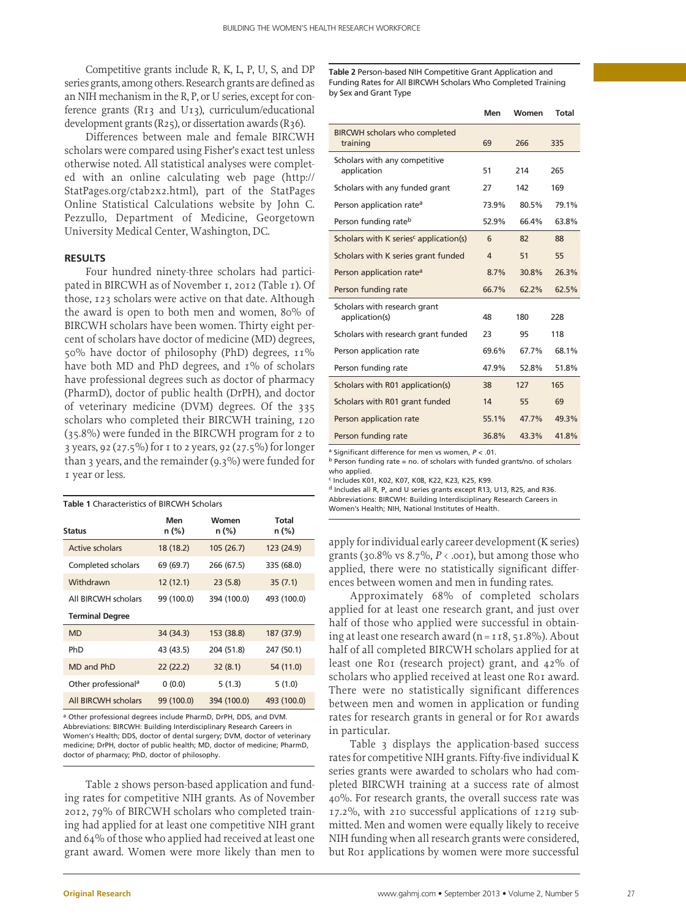Competitive grants include R, K, L, P, U, S, and DP series grants, among others. Research grants are defined as an NIH mechanism in the R, P, or U series, except for conference grants (R13 and U13), curriculum/educational development grants (R25), or dissertation awards (R36).

Differences between male and female BIRCWH scholars were compared using Fisher's exact test unless otherwise noted. All statistical analyses were completed with an online calculating web page (http://StatPages.org/ctab2x2.html), part of the StatPages Online Statistical Calculations website by John C. Pezzullo, Department of Medicine, Georgetown University Medical Center, Washington, DC.

## RESULTS

Four hundred ninety-three scholars had participated in BIRCWH as of November 1, 2012 (Table 1). Of those, 123 scholars were active on that date. Although the award is open to both men and women, 80% of BIRCWH scholars have been women. Thirty eight percent of scholars have doctor of medicine (MD) degrees, 50% have doctor of philosophy (PhD) degrees, 11% have both MD and PhD degrees, and 1% of scholars have professional degrees such as doctor of pharmacy (PharmD), doctor of public health (DrPH), and doctor of veterinary medicine (DVM) degrees. Of the 335 scholars who completed their BIRCWH training, 120 (35.8%) were funded in the BIRCWH program for 2 to 3 years, 92 (27.5%) for 1 to 2 years, 92 (27.5%) for longer than 3 years, and the remainder (9.3%) were funded for 1 year or less.

**Table 1** Characteristics of BIRCWH Scholars

| Status | Men n (%) | Women n (%) | Total n (%) |
|---|---|---|---|
| Active scholars | 18 (18.2) | 105 (26.7) | 123 (24.9) |
| Completed scholars | 69 (69.7) | 266 (67.5) | 335 (68.0) |
| Withdrawn | 12 (12.1) | 23 (5.8) | 35 (7.1) |
| All BIRCWH scholars | 99 (100.0) | 394 (100.0) | 493 (100.0) |
| **Terminal Degree** | | | |
| MD | 34 (34.3) | 153 (38.8) | 187 (37.9) |
| PhD | 43 (43.5) | 204 (51.8) | 247 (50.1) |
| MD and PhD | 22 (22.2) | 32 (8.1) | 54 (11.0) |
| Other professional[a] | 0 (0.0) | 5 (1.3) | 5 (1.0) |
| All BIRCWH scholars | 99 (100.0) | 394 (100.0) | 493 (100.0) |

[a] Other professional degrees include PharmD, DrPH, DDS, and DVM.
Abbreviations: BIRCWH: Building Interdisciplinary Research Careers in Women's Health; DDS, doctor of dental surgery; DVM, doctor of veterinary medicine; DrPH, doctor of public health; MD, doctor of medicine; PharmD, doctor of pharmacy; PhD, doctor of philosophy.

Table 2 shows person-based application and funding rates for competitive NIH grants. As of November 2012, 79% of BIRCWH scholars who completed training had applied for at least one competitive NIH grant and 64% of those who applied had received at least one grant award. Women were more likely than men to apply for individual early career development (K series) grants (30.8% vs 8.7%, $P < .001$), but among those who applied, there were no statistically significant differences between women and men in funding rates.

**Table 2** Person-based NIH Competitive Grant Application and Funding Rates for All BIRCWH Scholars Who Completed Training by Sex and Grant Type

| | Men | Women | Total |
|---|---|---|---|
| BIRCWH scholars who completed training | 69 | 266 | 335 |
| Scholars with any competitive application | 51 | 214 | 265 |
| Scholars with any funded grant | 27 | 142 | 169 |
| Person application rate[a] | 73.9% | 80.5% | 79.1% |
| Person funding rate[b] | 52.9% | 66.4% | 63.8% |
| Scholars with K series[c] application(s) | 6 | 82 | 88 |
| Scholars with K series grant funded | 4 | 51 | 55 |
| Person application rate[a] | 8.7% | 30.8% | 26.3% |
| Person funding rate | 66.7% | 62.2% | 62.5% |
| Scholars with research grant application(s) | 48 | 180 | 228 |
| Scholars with research grant funded | 23 | 95 | 118 |
| Person application rate | 69.6% | 67.7% | 68.1% |
| Person funding rate | 47.9% | 52.8% | 51.8% |
| Scholars with R01 application(s) | 38 | 127 | 165 |
| Scholars with R01 grant funded | 14 | 55 | 69 |
| Person application rate | 55.1% | 47.7% | 49.3% |
| Person funding rate | 36.8% | 43.3% | 41.8% |

[a] Significant difference for men vs women, $P < .01$.
[b] Person funding rate = no. of scholars with funded grants/no. of scholars who applied.
[c] Includes K01, K02, K07, K08, K22, K23, K25, K99.
[d] Includes all R, P, and U series grants except R13, U13, R25, and R36.
Abbreviations: BIRCWH: Building Interdisciplinary Research Careers in Women's Health; NIH, National Institutes of Health.

Approximately 68% of completed scholars applied for at least one research grant, and just over half of those who applied were successful in obtaining at least one research award (n = 118, 51.8%). About half of all completed BIRCWH scholars applied for at least one R01 (research project) grant, and 42% of scholars who applied received at least one R01 award. There were no statistically significant differences between men and women in application or funding rates for research grants in general or for R01 awards in particular.

Table 3 displays the application-based success rates for competitive NIH grants. Fifty-five individual K series grants were awarded to scholars who had completed BIRCWH training at a success rate of almost 40%. For research grants, the overall success rate was 17.2%, with 210 successful applications of 1219 submitted. Men and women were equally likely to receive NIH funding when all research grants were considered, but R01 applications by women were more successful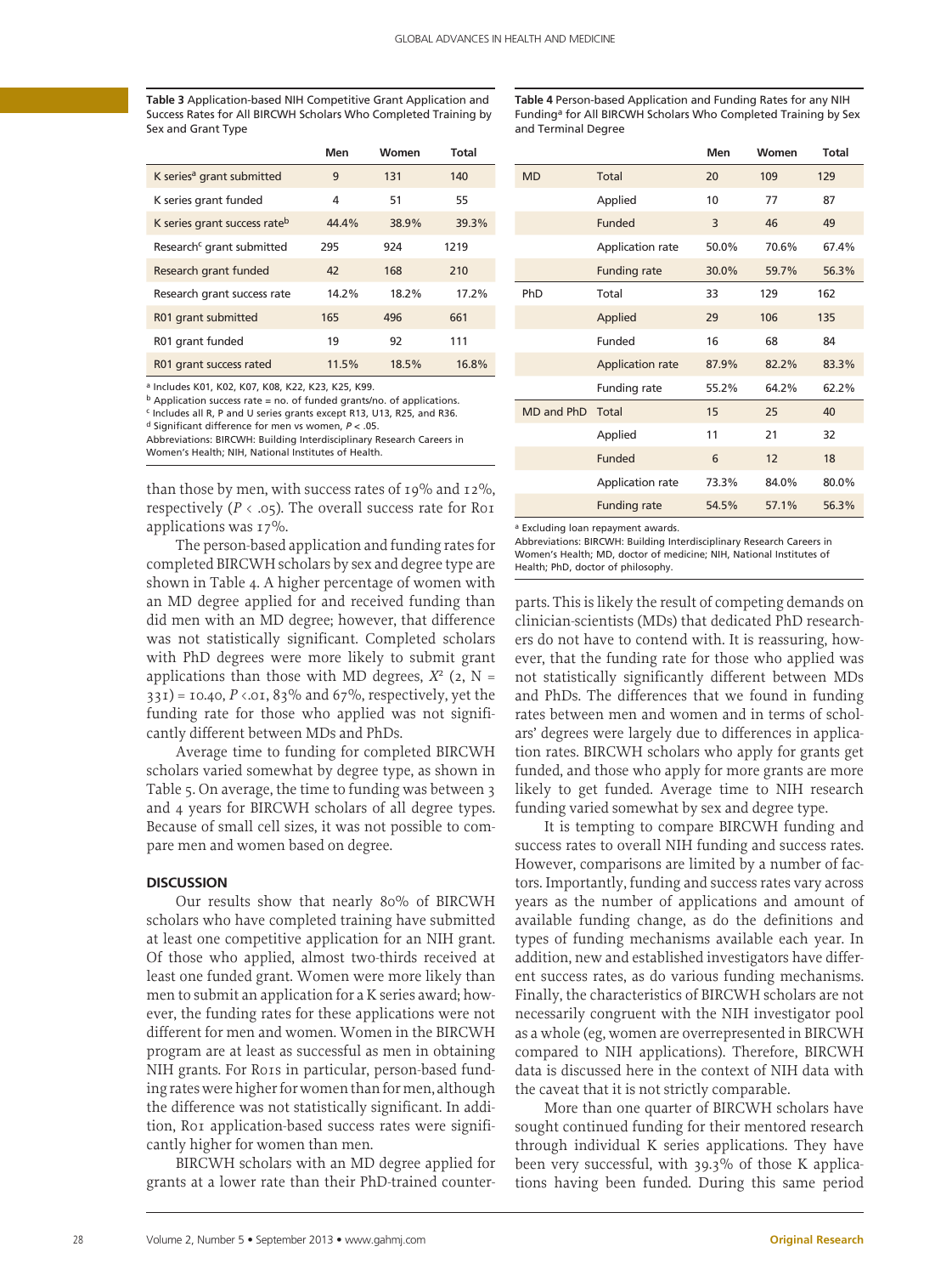**Table 3** Application-based NIH Competitive Grant Application and Success Rates for All BIRCWH Scholars Who Completed Training by Sex and Grant Type

| | Men | Women | Total |
|---|---|---|---|
| K series[a] grant submitted | 9 | 131 | 140 |
| K series grant funded | 4 | 51 | 55 |
| K series grant success rate[b] | 44.4% | 38.9% | 39.3% |
| Research[c] grant submitted | 295 | 924 | 1219 |
| Research grant funded | 42 | 168 | 210 |
| Research grant success rate | 14.2% | 18.2% | 17.2% |
| R01 grant submitted | 165 | 496 | 661 |
| R01 grant funded | 19 | 92 | 111 |
| R01 grant success rate[d] | 11.5% | 18.5% | 16.8% |

[a] Includes K01, K02, K07, K08, K22, K23, K25, K99.
[b] Application success rate = no. of funded grants/no. of applications.
[c] Includes all R, P and U series grants except R13, U13, R25, and R36.
[d] Significant difference for men vs women, $P < .05$.
Abbreviations: BIRCWH: Building Interdisciplinary Research Careers in Women's Health; NIH, National Institutes of Health.

than those by men, with success rates of 19% and 12%, respectively ($P < .05$). The overall success rate for R01 applications was 17%.

The person-based application and funding rates for completed BIRCWH scholars by sex and degree type are shown in Table 4. A higher percentage of women with an MD degree applied for and received funding than did men with an MD degree; however, that difference was not statistically significant. Completed scholars with PhD degrees were more likely to submit grant applications than those with MD degrees, $X^2$ (2, N = 331) = 10.40, $P < .01$, 83% and 67%, respectively, yet the funding rate for those who applied was not significantly different between MDs and PhDs.

Average time to funding for completed BIRCWH scholars varied somewhat by degree type, as shown in Table 5. On average, the time to funding was between 3 and 4 years for BIRCWH scholars of all degree types. Because of small cell sizes, it was not possible to compare men and women based on degree.

## DISCUSSION

Our results show that nearly 80% of BIRCWH scholars who have completed training have submitted at least one competitive application for an NIH grant. Of those who applied, almost two-thirds received at least one funded grant. Women were more likely than men to submit an application for a K series award; however, the funding rates for these applications were not different for men and women. Women in the BIRCWH program are at least as successful as men in obtaining NIH grants. For R01s in particular, person-based funding rates were higher for women than for men, although the difference was not statistically significant. In addition, R01 application-based success rates were significantly higher for women than men.

BIRCWH scholars with an MD degree applied for grants at a lower rate than their PhD-trained counterparts. This is likely the result of competing demands on clinician-scientists (MDs) that dedicated PhD researchers do not have to contend with. It is reassuring, however, that the funding rate for those who applied was not statistically significantly different between MDs and PhDs. The differences that we found in funding rates between men and women and in terms of scholars' degrees were largely due to differences in application rates. BIRCWH scholars who apply for grants get funded, and those who apply for more grants are more likely to get funded. Average time to NIH research funding varied somewhat by sex and degree type.

**Table 4** Person-based Application and Funding Rates for any NIH Funding[a] for All BIRCWH Scholars Who Completed Training by Sex and Terminal Degree

| | | Men | Women | Total |
|---|---|---|---|---|
| MD | Total | 20 | 109 | 129 |
| | Applied | 10 | 77 | 87 |
| | Funded | 3 | 46 | 49 |
| | Application rate | 50.0% | 70.6% | 67.4% |
| | Funding rate | 30.0% | 59.7% | 56.3% |
| PhD | Total | 33 | 129 | 162 |
| | Applied | 29 | 106 | 135 |
| | Funded | 16 | 68 | 84 |
| | Application rate | 87.9% | 82.2% | 83.3% |
| | Funding rate | 55.2% | 64.2% | 62.2% |
| MD and PhD | Total | 15 | 25 | 40 |
| | Applied | 11 | 21 | 32 |
| | Funded | 6 | 12 | 18 |
| | Application rate | 73.3% | 84.0% | 80.0% |
| | Funding rate | 54.5% | 57.1% | 56.3% |

[a] Excluding loan repayment awards.
Abbreviations: BIRCWH: Building Interdisciplinary Research Careers in Women's Health; MD, doctor of medicine; NIH, National Institutes of Health; PhD, doctor of philosophy.

It is tempting to compare BIRCWH funding and success rates to overall NIH funding and success rates. However, comparisons are limited by a number of factors. Importantly, funding and success rates vary across years as the number of applications and amount of available funding change, as do the definitions and types of funding mechanisms available each year. In addition, new and established investigators have different success rates, as do various funding mechanisms. Finally, the characteristics of BIRCWH scholars are not necessarily congruent with the NIH investigator pool as a whole (eg, women are overrepresented in BIRCWH compared to NIH applications). Therefore, BIRCWH data is discussed here in the context of NIH data with the caveat that it is not strictly comparable.

More than one quarter of BIRCWH scholars have sought continued funding for their mentored research through individual K series applications. They have been very successful, with 39.3% of those K applications having been funded. During this same period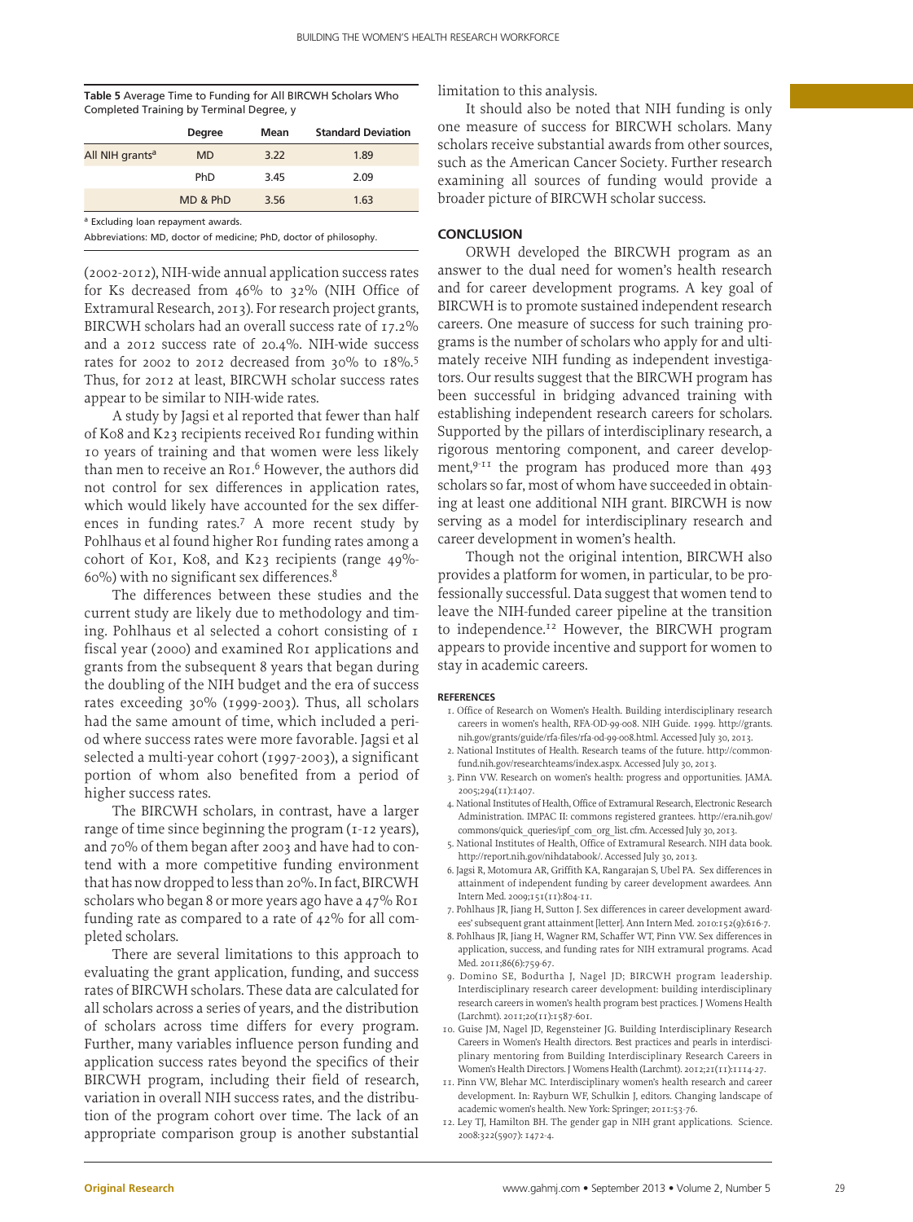**Table 5** Average Time to Funding for All BIRCWH Scholars Who Completed Training by Terminal Degree, y

| | Degree | Mean | Standard Deviation |
|---|---|---|---|
| All NIH grants[a] | MD | 3.22 | 1.89 |
| | PhD | 3.45 | 2.09 |
| | MD & PhD | 3.56 | 1.63 |

[a] Excluding loan repayment awards.

Abbreviations: MD, doctor of medicine; PhD, doctor of philosophy.

(2002-2012), NIH-wide annual application success rates for Ks decreased from 46% to 32% (NIH Office of Extramural Research, 2013). For research project grants, BIRCWH scholars had an overall success rate of 17.2% and a 2012 success rate of 20.4%. NIH-wide success rates for 2002 to 2012 decreased from 30% to 18%.[5] Thus, for 2012 at least, BIRCWH scholar success rates appear to be similar to NIH-wide rates.

A study by Jagsi et al reported that fewer than half of K08 and K23 recipients received R01 funding within 10 years of training and that women were less likely than men to receive an R01.[6] However, the authors did not control for sex differences in application rates, which would likely have accounted for the sex differences in funding rates.[7] A more recent study by Pohlhaus et al found higher R01 funding rates among a cohort of K01, K08, and K23 recipients (range 49%-60%) with no significant sex differences.[8]

The differences between these studies and the current study are likely due to methodology and timing. Pohlhaus et al selected a cohort consisting of 1 fiscal year (2000) and examined R01 applications and grants from the subsequent 8 years that began during the doubling of the NIH budget and the era of success rates exceeding 30% (1999-2003). Thus, all scholars had the same amount of time, which included a period where success rates were more favorable. Jagsi et al selected a multi-year cohort (1997-2003), a significant portion of whom also benefited from a period of higher success rates.

The BIRCWH scholars, in contrast, have a larger range of time since beginning the program (1-12 years), and 70% of them began after 2003 and have had to contend with a more competitive funding environment that has now dropped to less than 20%. In fact, BIRCWH scholars who began 8 or more years ago have a 47% R01 funding rate as compared to a rate of 42% for all completed scholars.

There are several limitations to this approach to evaluating the grant application, funding, and success rates of BIRCWH scholars. These data are calculated for all scholars across a series of years, and the distribution of scholars across time differs for every program. Further, many variables influence person funding and application success rates beyond the specifics of their BIRCWH program, including their field of research, variation in overall NIH success rates, and the distribution of the program cohort over time. The lack of an appropriate comparison group is another substantial limitation to this analysis.

It should also be noted that NIH funding is only one measure of success for BIRCWH scholars. Many scholars receive substantial awards from other sources, such as the American Cancer Society. Further research examining all sources of funding would provide a broader picture of BIRCWH scholar success.

## CONCLUSION

ORWH developed the BIRCWH program as an answer to the dual need for women's health research and for career development programs. A key goal of BIRCWH is to promote sustained independent research careers. One measure of success for such training programs is the number of scholars who apply for and ultimately receive NIH funding as independent investigators. Our results suggest that the BIRCWH program has been successful in bridging advanced training with establishing independent research careers for scholars. Supported by the pillars of interdisciplinary research, a rigorous mentoring component, and career development,[9-11] the program has produced more than 493 scholars so far, most of whom have succeeded in obtaining at least one additional NIH grant. BIRCWH is now serving as a model for interdisciplinary research and career development in women's health.

Though not the original intention, BIRCWH also provides a platform for women, in particular, to be professionally successful. Data suggest that women tend to leave the NIH-funded career pipeline at the transition to independence.[12] However, the BIRCWH program appears to provide incentive and support for women to stay in academic careers.

### REFERENCES

1. Office of Research on Women's Health. Building interdisciplinary research careers in women's health, RFA-OD-99-008. NIH Guide. 1999. http://grants.nih.gov/grants/guide/rfa-files/rfa-od-99-008.html. Accessed July 30, 2013.
2. National Institutes of Health. Research teams of the future. http://commonfund.nih.gov/researchteams/index.aspx. Accessed July 30, 2013.
3. Pinn VW. Research on women's health: progress and opportunities. JAMA. 2005;294(11):1407.
4. National Institutes of Health, Office of Extramural Research, Electronic Research Administration. IMPAC II: commons registered grantees. http://era.nih.gov/commons/quick_queries/ipf_com_org_list.cfm. Accessed July 30, 2013.
5. National Institutes of Health, Office of Extramural Research. NIH data book. http://report.nih.gov/nihdatabook/. Accessed July 30, 2013.
6. Jagsi R, Motomura AR, Griffith KA, Rangarajan S, Ubel PA. Sex differences in attainment of independent funding by career development awardees. Ann Intern Med. 2009;151(11):804-11.
7. Pohlhaus JR, Jiang H, Sutton J. Sex differences in career development awardees' subsequent grant attainment [letter]. Ann Intern Med. 2010:152(9):616-7.
8. Pohlhaus JR, Jiang H, Wagner RM, Schaffer WT, Pinn VW. Sex differences in application, success, and funding rates for NIH extramural programs. Acad Med. 2011;86(6):759-67.
9. Domino SE, Bodurtha J, Nagel JD; BIRCWH program leadership. Interdisciplinary research career development: building interdisciplinary research careers in women's health program best practices. J Womens Health (Larchmt). 2011;20(11):1587-601.
10. Guise JM, Nagel JD, Regensteiner JG. Building Interdisciplinary Research Careers in Women's Health directors. Best practices and pearls in interdisciplinary mentoring from Building Interdisciplinary Research Careers in Women's Health Directors. J Womens Health (Larchmt). 2012;21(11):1114-27.
11. Pinn VW, Blehar MC. Interdisciplinary women's health research and career development. In: Rayburn WF, Schulkin J, editors. Changing landscape of academic women's health. New York: Springer; 2011:53-76.
12. Ley TJ, Hamilton BH. The gender gap in NIH grant applications. Science. 2008:322(5907): 1472-4.